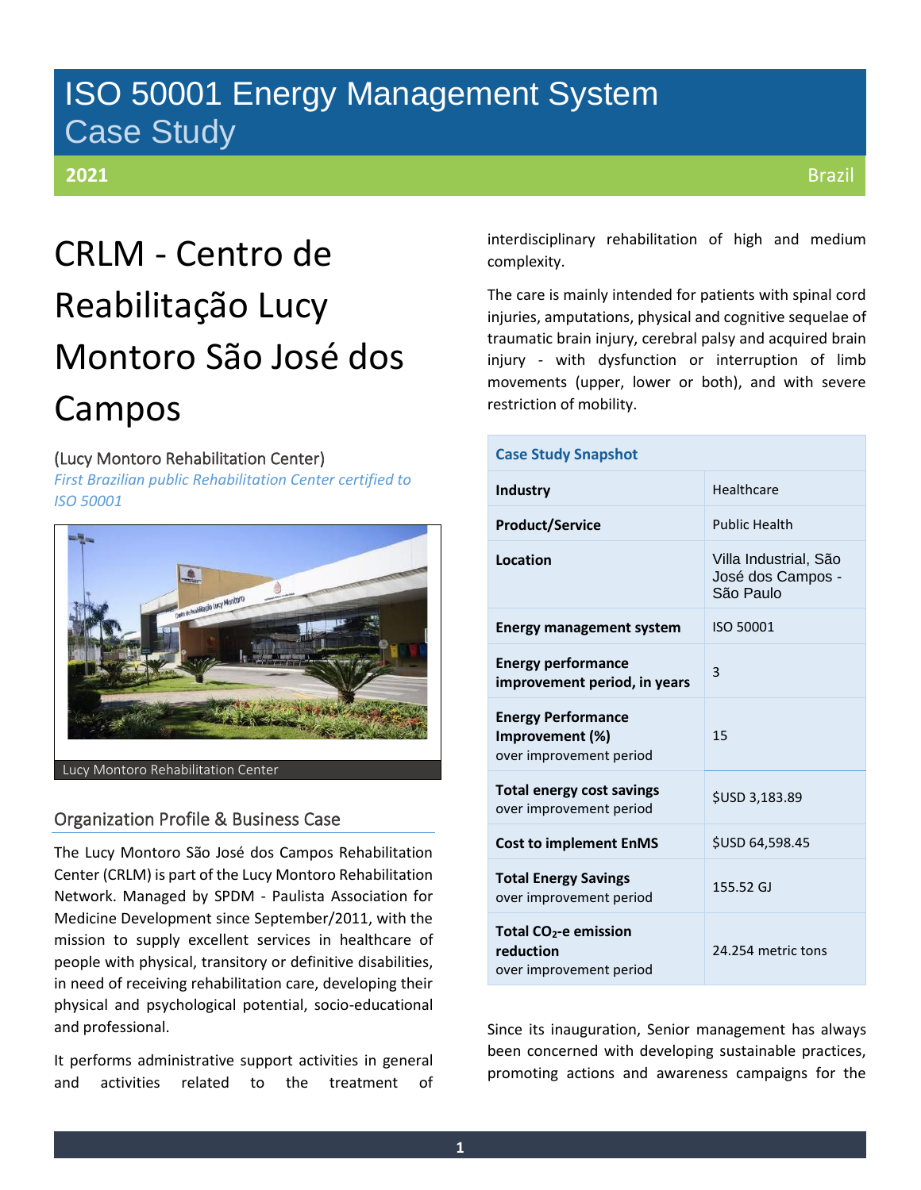# ISO 50001 Energy Management System
## Case Study

**2021** Brazil

# CRLM - Centro de Reabilitação Lucy Montoro São José dos Campos

(Lucy Montoro Rehabilitation Center)

*First Brazilian public Rehabilitation Center certified to ISO 50001*

Lucy Montoro Rehabilitation Center

## Organization Profile & Business Case

The Lucy Montoro São José dos Campos Rehabilitation Center (CRLM) is part of the Lucy Montoro Rehabilitation Network. Managed by SPDM - Paulista Association for Medicine Development since September/2011, with the mission to supply excellent services in healthcare of people with physical, transitory or definitive disabilities, in need of receiving rehabilitation care, developing their physical and psychological potential, socio-educational and professional.

It performs administrative support activities in general and activities related to the treatment of interdisciplinary rehabilitation of high and medium complexity.

The care is mainly intended for patients with spinal cord injuries, amputations, physical and cognitive sequelae of traumatic brain injury, cerebral palsy and acquired brain injury - with dysfunction or interruption of limb movements (upper, lower or both), and with severe restriction of mobility.

| Case Study Snapshot | |
|---|---|
| **Industry** | Healthcare |
| **Product/Service** | Public Health |
| **Location** | Villa Industrial, São José dos Campos - São Paulo |
| **Energy management system** | ISO 50001 |
| **Energy performance improvement period, in years** | 3 |
| **Energy Performance Improvement (%)** over improvement period | 15 |
| **Total energy cost savings** over improvement period | $USD 3,183.89 |
| **Cost to implement EnMS** | $USD 64,598.45 |
| **Total Energy Savings** over improvement period | 155.52 GJ |
| **Total $CO_2$-e emission reduction** over improvement period | 24.254 metric tons |

Since its inauguration, Senior management has always been concerned with developing sustainable practices, promoting actions and awareness campaigns for the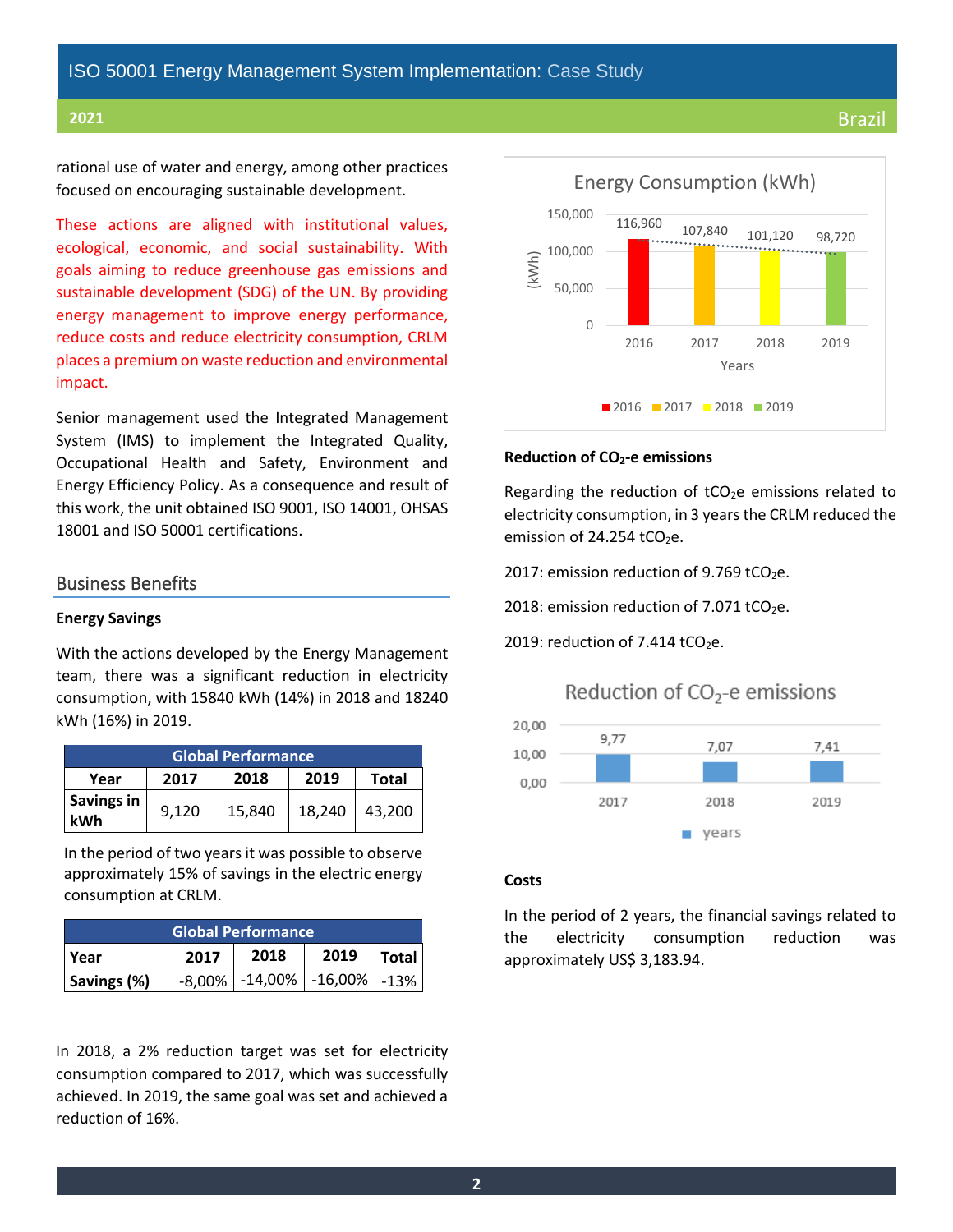rational use of water and energy, among other practices focused on encouraging sustainable development.

These actions are aligned with institutional values, ecological, economic, and social sustainability. With goals aiming to reduce greenhouse gas emissions and sustainable development (SDG) of the UN. By providing energy management to improve energy performance, reduce costs and reduce electricity consumption, CRLM places a premium on waste reduction and environmental impact.

Senior management used the Integrated Management System (IMS) to implement the Integrated Quality, Occupational Health and Safety, Environment and Energy Efficiency Policy. As a consequence and result of this work, the unit obtained ISO 9001, ISO 14001, OHSAS 18001 and ISO 50001 certifications.

## Business Benefits

### Energy Savings

With the actions developed by the Energy Management team, there was a significant reduction in electricity consumption, with 15840 kWh (14%) in 2018 and 18240 kWh (16%) in 2019.

| Global Performance | | | | |
|---|---|---|---|---|
| Year | 2017 | 2018 | 2019 | Total |
| Savings in kWh | 9,120 | 15,840 | 18,240 | 43,200 |

In the period of two years it was possible to observe approximately 15% of savings in the electric energy consumption at CRLM.

| Global Performance | | | | |
|---|---|---|---|---|
| Year | 2017 | 2018 | 2019 | Total |
| Savings (%) | -8,00% | -14,00% | -16,00% | -13% |

In 2018, a 2% reduction target was set for electricity consumption compared to 2017, which was successfully achieved. In 2019, the same goal was set and achieved a reduction of 16%.

Energy Consumption (kWh)

| Years | 2016 | 2017 | 2018 | 2019 |
|---|---|---|---|---|
| kWh | 116,960 | 107,840 | 101,120 | 98,720 |

### Reduction of $CO_2$-e emissions

Regarding the reduction of $tCO_2e$ emissions related to electricity consumption, in 3 years the CRLM reduced the emission of 24.254 $tCO_2e$.

2017: emission reduction of 9.769 $tCO_2e$.

2018: emission reduction of 7.071 $tCO_2e$.

2019: reduction of 7.414 $tCO_2e$.

Reduction of $CO_2$-e emissions

| years | 2017 | 2018 | 2019 |
|---|---|---|---|
| | 9,77 | 7,07 | 7,41 |

### Costs

In the period of 2 years, the financial savings related to the electricity consumption reduction was approximately US$ 3,183.94.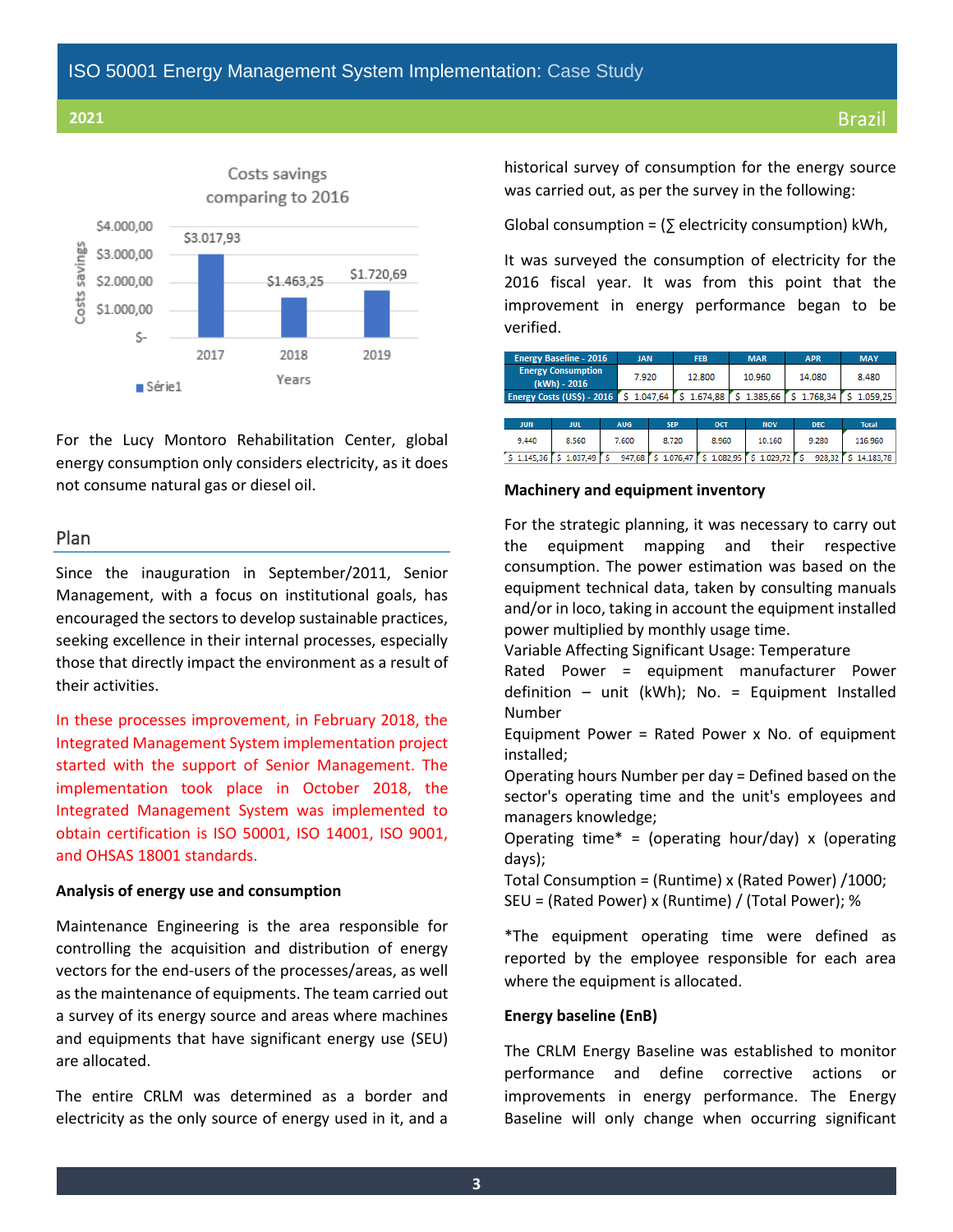Costs savings comparing to 2016

| Years | Costs savings |
|---|---|
| 2017 | $3.017,93 |
| 2018 | $1.463,25 |
| 2019 | $1.720,69 |

For the Lucy Montoro Rehabilitation Center, global energy consumption only considers electricity, as it does not consume natural gas or diesel oil.

## Plan

Since the inauguration in September/2011, Senior Management, with a focus on institutional goals, has encouraged the sectors to develop sustainable practices, seeking excellence in their internal processes, especially those that directly impact the environment as a result of their activities.

In these processes improvement, in February 2018, the Integrated Management System implementation project started with the support of Senior Management. The implementation took place in October 2018, the Integrated Management System was implemented to obtain certification is ISO 50001, ISO 14001, ISO 9001, and OHSAS 18001 standards.

### Analysis of energy use and consumption

Maintenance Engineering is the area responsible for controlling the acquisition and distribution of energy vectors for the end-users of the processes/areas, as well as the maintenance of equipments. The team carried out a survey of its energy source and areas where machines and equipments that have significant energy use (SEU) are allocated.

The entire CRLM was determined as a border and electricity as the only source of energy used in it, and a historical survey of consumption for the energy source was carried out, as per the survey in the following:

Global consumption = (∑ electricity consumption) kWh,

It was surveyed the consumption of electricity for the 2016 fiscal year. It was from this point that the improvement in energy performance began to be verified.

| Energy Baseline - 2016 | JAN | FEB | MAR | APR | MAY | JUN | JUL | AUG | SEP | OCT | NOV | DEC | Total |
|---|---|---|---|---|---|---|---|---|---|---|---|---|---|
| Energy Consumption (kWh) - 2016 | 7.920 | 12.800 | 10.960 | 14.080 | 8.480 | 9.440 | 8.560 | 7.600 | 8.720 | 8.960 | 10.160 | 9.280 | 116.960 |
| Energy Costs (US$) - 2016 | $ 1.047,64 | $ 1.674,88 | $ 1.385,66 | $ 1.768,34 | $ 1.059,25 | $ 1.145,36 | $ 1.037,49 | $ 947,68 | $ 1.076,47 | $ 1.082,95 | $ 1.029,72 | $ 928,32 | $ 14.183,78 |

### Machinery and equipment inventory

For the strategic planning, it was necessary to carry out the equipment mapping and their respective consumption. The power estimation was based on the equipment technical data, taken by consulting manuals and/or in loco, taking in account the equipment installed power multiplied by monthly usage time.

Variable Affecting Significant Usage: Temperature

Rated Power = equipment manufacturer Power definition – unit (kWh); No. = Equipment Installed Number

Equipment Power = Rated Power x No. of equipment installed;

Operating hours Number per day = Defined based on the sector's operating time and the unit's employees and managers knowledge;

Operating time* = (operating hour/day) x (operating days);

Total Consumption = (Runtime) x (Rated Power) /1000;

SEU = (Rated Power) x (Runtime) / (Total Power); %

*The equipment operating time were defined as reported by the employee responsible for each area where the equipment is allocated.

### Energy baseline (EnB)

The CRLM Energy Baseline was established to monitor performance and define corrective actions or improvements in energy performance. The Energy Baseline will only change when occurring significant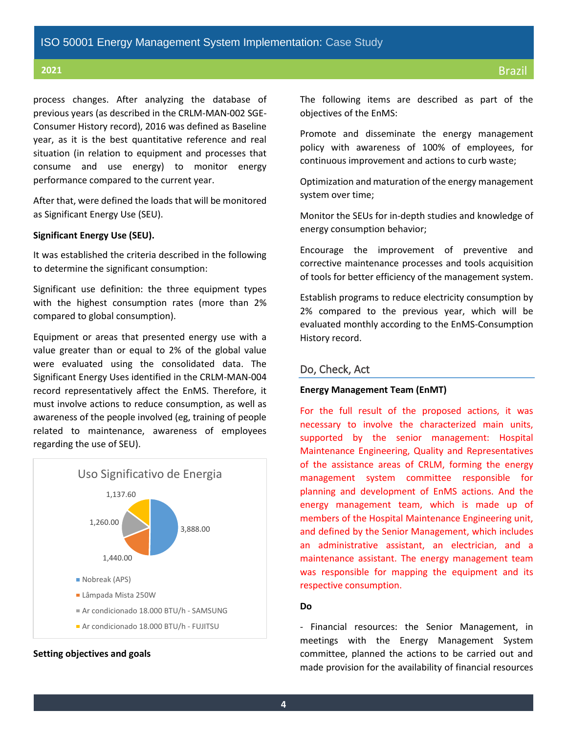process changes. After analyzing the database of previous years (as described in the CRLM-MAN-002 SGE-Consumer History record), 2016 was defined as Baseline year, as it is the best quantitative reference and real situation (in relation to equipment and processes that consume and use energy) to monitor energy performance compared to the current year.

After that, were defined the loads that will be monitored as Significant Energy Use (SEU).

**Significant Energy Use (SEU).**

It was established the criteria described in the following to determine the significant consumption:

Significant use definition: the three equipment types with the highest consumption rates (more than 2% compared to global consumption).

Equipment or areas that presented energy use with a value greater than or equal to 2% of the global value were evaluated using the consolidated data. The Significant Energy Uses identified in the CRLM-MAN-004 record representatively affect the EnMS. Therefore, it must involve actions to reduce consumption, as well as awareness of the people involved (eg, training of people related to maintenance, awareness of employees regarding the use of SEU).

**Uso Significativo de Energia**

| Equipamento | Valor |
|---|---|
| Nobreak (APS) | 3,888.00 |
| Lâmpada Mista 250W | 1,440.00 |
| Ar condicionado 18.000 BTU/h - SAMSUNG | 1,260.00 |
| Ar condicionado 18.000 BTU/h - FUJITSU | 1,137.60 |

**Setting objectives and goals**

The following items are described as part of the objectives of the EnMS:

Promote and disseminate the energy management policy with awareness of 100% of employees, for continuous improvement and actions to curb waste;

Optimization and maturation of the energy management system over time;

Monitor the SEUs for in-depth studies and knowledge of energy consumption behavior;

Encourage the improvement of preventive and corrective maintenance processes and tools acquisition of tools for better efficiency of the management system.

Establish programs to reduce electricity consumption by 2% compared to the previous year, which will be evaluated monthly according to the EnMS-Consumption History record.

## Do, Check, Act

**Energy Management Team (EnMT)**

For the full result of the proposed actions, it was necessary to involve the characterized main units, supported by the senior management: Hospital Maintenance Engineering, Quality and Representatives of the assistance areas of CRLM, forming the energy management system committee responsible for planning and development of EnMS actions. And the energy management team, which is made up of members of the Hospital Maintenance Engineering unit, and defined by the Senior Management, which includes an administrative assistant, an electrician, and a maintenance assistant. The energy management team was responsible for mapping the equipment and its respective consumption.

**Do**

- Financial resources: the Senior Management, in meetings with the Energy Management System committee, planned the actions to be carried out and made provision for the availability of financial resources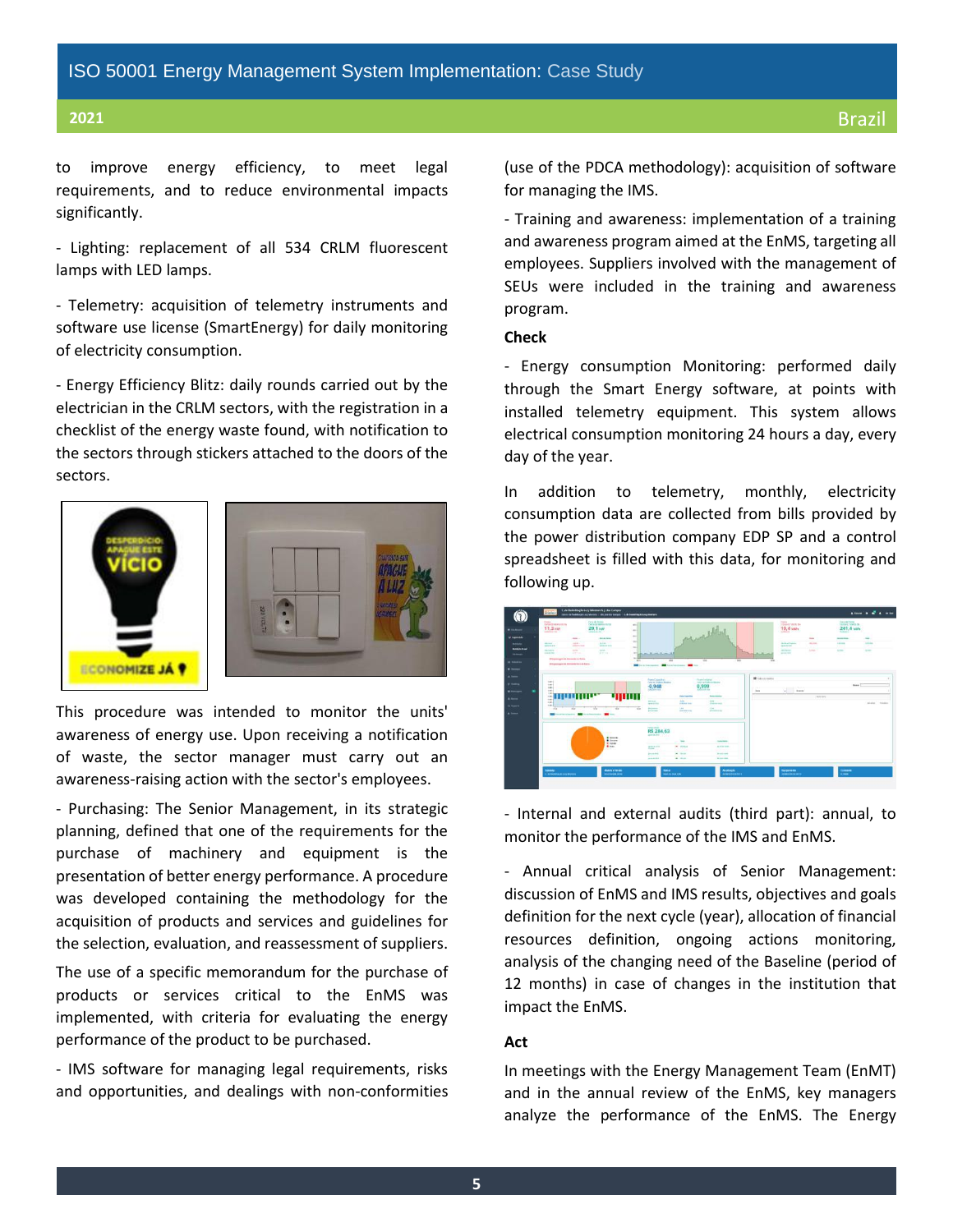to improve energy efficiency, to meet legal requirements, and to reduce environmental impacts significantly.

- Lighting: replacement of all 534 CRLM fluorescent lamps with LED lamps.

- Telemetry: acquisition of telemetry instruments and software use license (SmartEnergy) for daily monitoring of electricity consumption.

- Energy Efficiency Blitz: daily rounds carried out by the electrician in the CRLM sectors, with the registration in a checklist of the energy waste found, with notification to the sectors through stickers attached to the doors of the sectors.

This procedure was intended to monitor the units' awareness of energy use. Upon receiving a notification of waste, the sector manager must carry out an awareness-raising action with the sector's employees.

- Purchasing: The Senior Management, in its strategic planning, defined that one of the requirements for the purchase of machinery and equipment is the presentation of better energy performance. A procedure was developed containing the methodology for the acquisition of products and services and guidelines for the selection, evaluation, and reassessment of suppliers.

The use of a specific memorandum for the purchase of products or services critical to the EnMS was implemented, with criteria for evaluating the energy performance of the product to be purchased.

- IMS software for managing legal requirements, risks and opportunities, and dealings with non-conformities (use of the PDCA methodology): acquisition of software for managing the IMS.

- Training and awareness: implementation of a training and awareness program aimed at the EnMS, targeting all employees. Suppliers involved with the management of SEUs were included in the training and awareness program.

**Check**

- Energy consumption Monitoring: performed daily through the Smart Energy software, at points with installed telemetry equipment. This system allows electrical consumption monitoring 24 hours a day, every day of the year.

In addition to telemetry, monthly, electricity consumption data are collected from bills provided by the power distribution company EDP SP and a control spreadsheet is filled with this data, for monitoring and following up.

- Internal and external audits (third part): annual, to monitor the performance of the IMS and EnMS.

- Annual critical analysis of Senior Management: discussion of EnMS and IMS results, objectives and goals definition for the next cycle (year), allocation of financial resources definition, ongoing actions monitoring, analysis of the changing need of the Baseline (period of 12 months) in case of changes in the institution that impact the EnMS.

**Act**

In meetings with the Energy Management Team (EnMT) and in the annual review of the EnMS, key managers analyze the performance of the EnMS. The Energy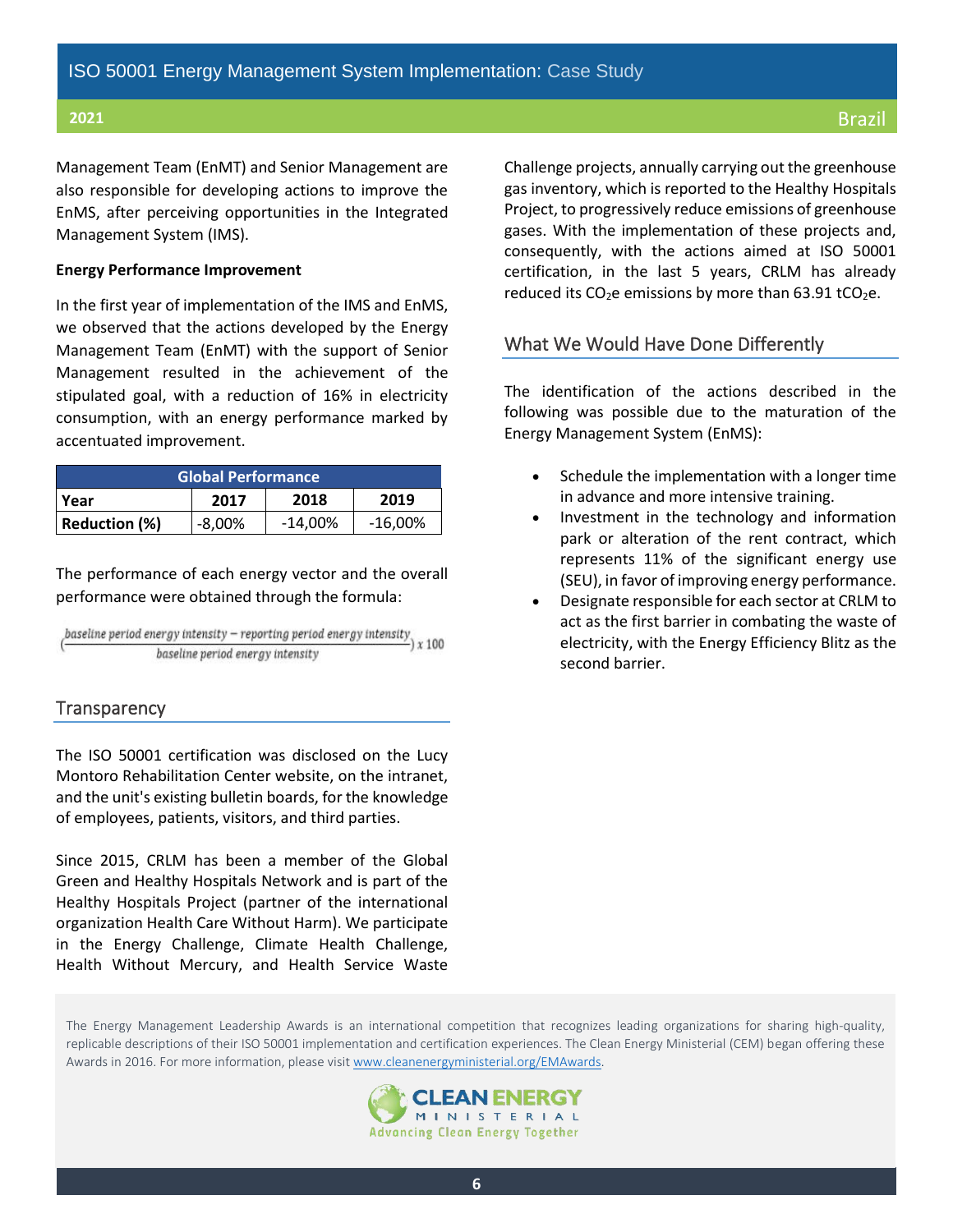Management Team (EnMT) and Senior Management are also responsible for developing actions to improve the EnMS, after perceiving opportunities in the Integrated Management System (IMS).

**Energy Performance Improvement**

In the first year of implementation of the IMS and EnMS, we observed that the actions developed by the Energy Management Team (EnMT) with the support of Senior Management resulted in the achievement of the stipulated goal, with a reduction of 16% in electricity consumption, with an energy performance marked by accentuated improvement.

| Global Performance | | | |
|---|---|---|---|
| **Year** | **2017** | **2018** | **2019** |
| **Reduction (%)** | -8,00% | -14,00% | -16,00% |

The performance of each energy vector and the overall performance were obtained through the formula:

$$\left(\frac{\text{baseline period energy intensity} - \text{reporting period energy intensity}}{\text{baseline period energy intensity}}\right) x\ 100$$

## Transparency

The ISO 50001 certification was disclosed on the Lucy Montoro Rehabilitation Center website, on the intranet, and the unit's existing bulletin boards, for the knowledge of employees, patients, visitors, and third parties.

Since 2015, CRLM has been a member of the Global Green and Healthy Hospitals Network and is part of the Healthy Hospitals Project (partner of the international organization Health Care Without Harm). We participate in the Energy Challenge, Climate Health Challenge, Health Without Mercury, and Health Service Waste Challenge projects, annually carrying out the greenhouse gas inventory, which is reported to the Healthy Hospitals Project, to progressively reduce emissions of greenhouse gases. With the implementation of these projects and, consequently, with the actions aimed at ISO 50001 certification, in the last 5 years, CRLM has already reduced its $CO_2$e emissions by more than 63.91 $tCO_2$e.

## What We Would Have Done Differently

The identification of the actions described in the following was possible due to the maturation of the Energy Management System (EnMS):

- Schedule the implementation with a longer time in advance and more intensive training.
- Investment in the technology and information park or alteration of the rent contract, which represents 11% of the significant energy use (SEU), in favor of improving energy performance.
- Designate responsible for each sector at CRLM to act as the first barrier in combating the waste of electricity, with the Energy Efficiency Blitz as the second barrier.

The Energy Management Leadership Awards is an international competition that recognizes leading organizations for sharing high-quality, replicable descriptions of their ISO 50001 implementation and certification experiences. The Clean Energy Ministerial (CEM) began offering these Awards in 2016. For more information, please visit www.cleanenergyministerial.org/EMAwards.

CLEAN ENERGY MINISTERIAL
Advancing Clean Energy Together